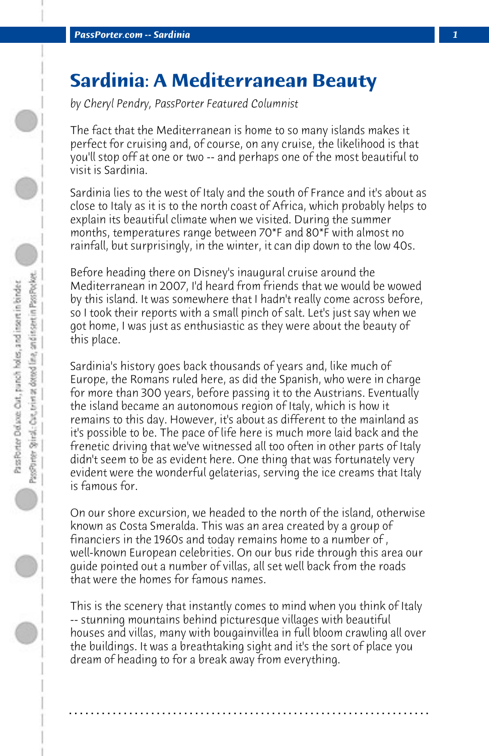# Sardinia: A Mediterranean Beauty

*by Cheryl Pendry, PassPorter Featured Columnist*

The fact that the Mediterranean is home to so many islands makes it perfect for cruising and, of course, on any cruise, the likelihood is that you'll stop off at one or two -- and perhaps one of the most beautiful to visit is Sardinia.

Sardinia lies to the west of Italy and the south of France and it's about as close to Italy as it is to the north coast of Africa, which probably helps to explain its beautiful climate when we visited. During the summer months, temperatures range between 70*F and 80*F with almost no rainfall, but surprisingly, in the winter, it can dip down to the low 40s.

Before heading there on Disney's inaugural cruise around the Mediterranean in 2007, I'd heard from friends that we would be wowed by this island. It was somewhere that I hadn't really come across before, so I took their reports with a small pinch of salt. Let's just say when we got home, I was just as enthusiastic as they were about the beauty of this place.

Sardinia's history goes back thousands of years and, like much of Europe, the Romans ruled here, as did the Spanish, who were in charge for more than 300 years, before passing it to the Austrians. Eventually the island became an autonomous region of Italy, which is how it remains to this day. However, it's about as different to the mainland as it's possible to be. The pace of life here is much more laid back and the frenetic driving that we've witnessed all too often in other parts of Italy didn't seem to be as evident here. One thing that was fortunately very evident were the wonderful gelaterias, serving the ice creams that Italy is famous for.

On our shore excursion, we headed to the north of the island, otherwise known as Costa Smeralda. This was an area created by a group of financiers in the 1960s and today remains home to a number of , well-known European celebrities. On our bus ride through this area our guide pointed out a number of villas, all set well back from the roads that were the homes for famous names.

This is the scenery that instantly comes to mind when you think of Italy -- stunning mountains behind picturesque villages with beautiful houses and villas, many with bougainvillea in full bloom crawling all over the buildings. It was a breathtaking sight and it's the sort of place you dream of heading to for a break away from everything.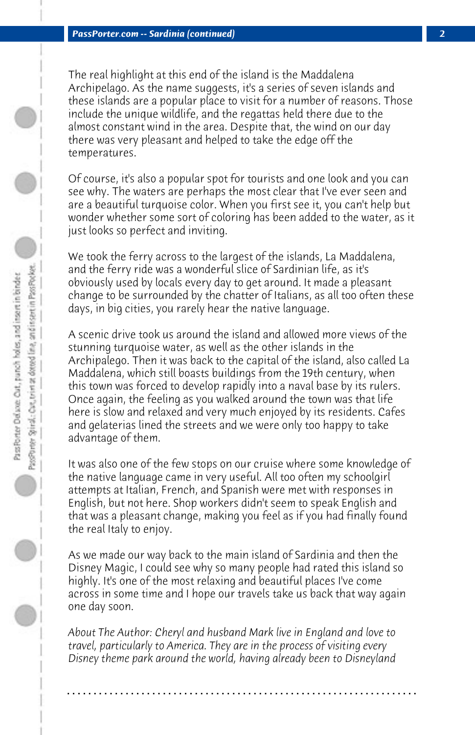The real highlight at this end of the island is the Maddalena Archipelago. As the name suggests, it's a series of seven islands and these islands are a popular place to visit for a number of reasons. Those include the unique wildlife, and the regattas held there due to the almost constant wind in the area. Despite that, the wind on our day there was very pleasant and helped to take the edge off the temperatures.

Of course, it's also a popular spot for tourists and one look and you can see why. The waters are perhaps the most clear that I've ever seen and are a beautiful turquoise color. When you first see it, you can't help but wonder whether some sort of coloring has been added to the water, as it just looks so perfect and inviting.

We took the ferry across to the largest of the islands, La Maddalena, and the ferry ride was a wonderful slice of Sardinian life, as it's obviously used by locals every day to get around. It made a pleasant change to be surrounded by the chatter of Italians, as all too often these days, in big cities, you rarely hear the native language.

A scenic drive took us around the island and allowed more views of the stunning turquoise water, as well as the other islands in the Archipalego. Then it was back to the capital of the island, also called La Maddalena, which still boasts buildings from the 19th century, when this town was forced to develop rapidly into a naval base by its rulers. Once again, the feeling as you walked around the town was that life here is slow and relaxed and very much enjoyed by its residents. Cafes and gelaterias lined the streets and we were only too happy to take advantage of them.

It was also one of the few stops on our cruise where some knowledge of the native language came in very useful. All too often my schoolgirl attempts at Italian, French, and Spanish were met with responses in English, but not here. Shop workers didn't seem to speak English and that was a pleasant change, making you feel as if you had finally found the real Italy to enjoy.

As we made our way back to the main island of Sardinia and then the Disney Magic, I could see why so many people had rated this island so highly. It's one of the most relaxing and beautiful places I've come across in some time and I hope our travels take us back that way again one day soon.

*About The Author: Cheryl and husband Mark live in England and love to travel, particularly to America. They are in the process of visiting every Disney theme park around the world, having already been to Disneyland*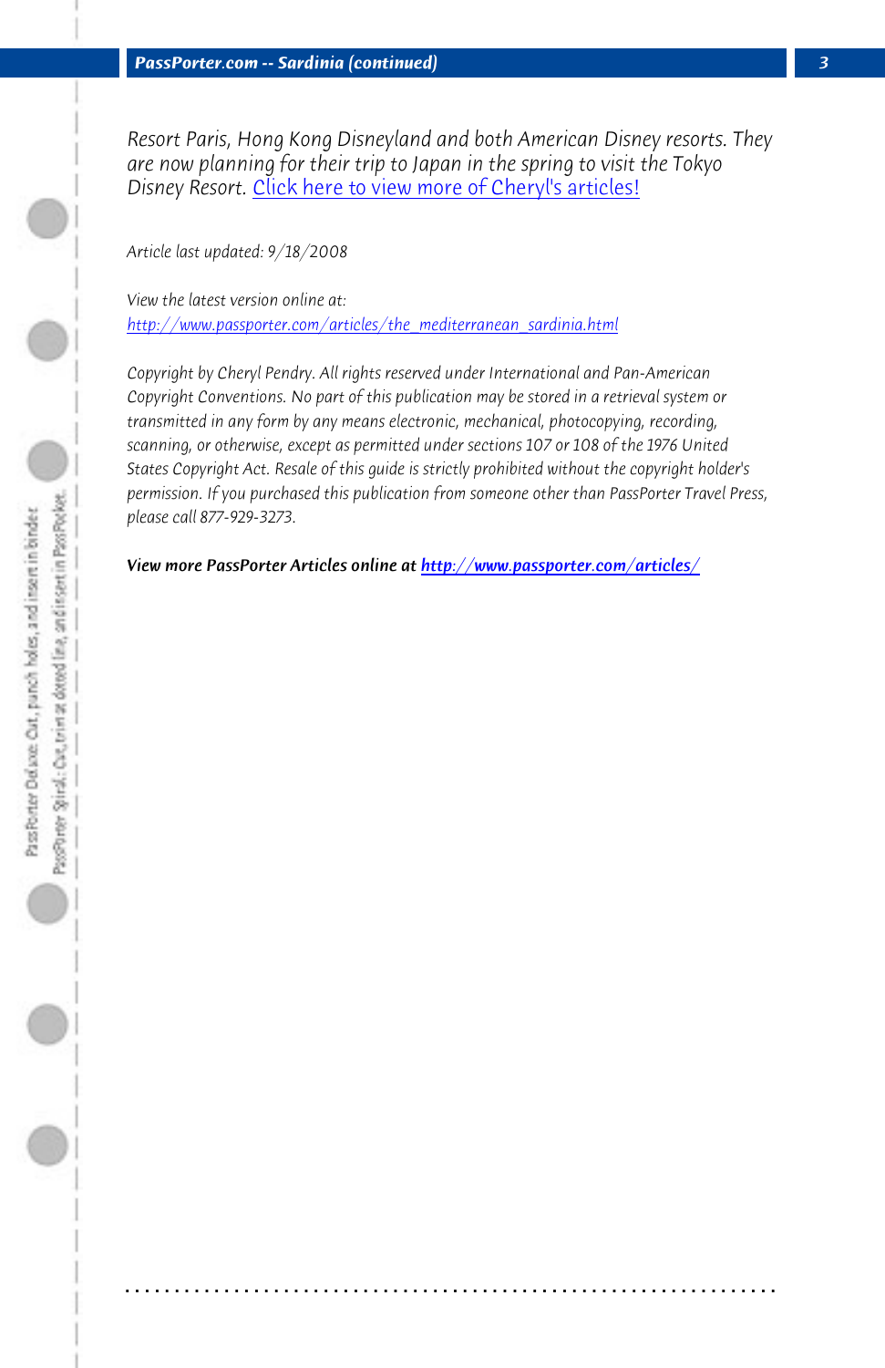*Resort Paris, Hong Kong Disneyland and both American Disney resorts. They are now planning for their trip to Japan in the spring to visit the Tokyo Disney Resort. Click here to view more of Cheryl's articles!*

*Article last updated: 9/18/2008*

*View the latest version online at:*
*http://www.passporter.com/articles/the_mediterranean_sardinia.html*

*Copyright by Cheryl Pendry. All rights reserved under International and Pan-American Copyright Conventions. No part of this publication may be stored in a retrieval system or transmitted in any form by any means electronic, mechanical, photocopying, recording, scanning, or otherwise, except as permitted under sections 107 or 108 of the 1976 United States Copyright Act. Resale of this guide is strictly prohibited without the copyright holder's permission. If you purchased this publication from someone other than PassPorter Travel Press, please call 877-929-3273.*

***View more PassPorter Articles online at http://www.passporter.com/articles/***